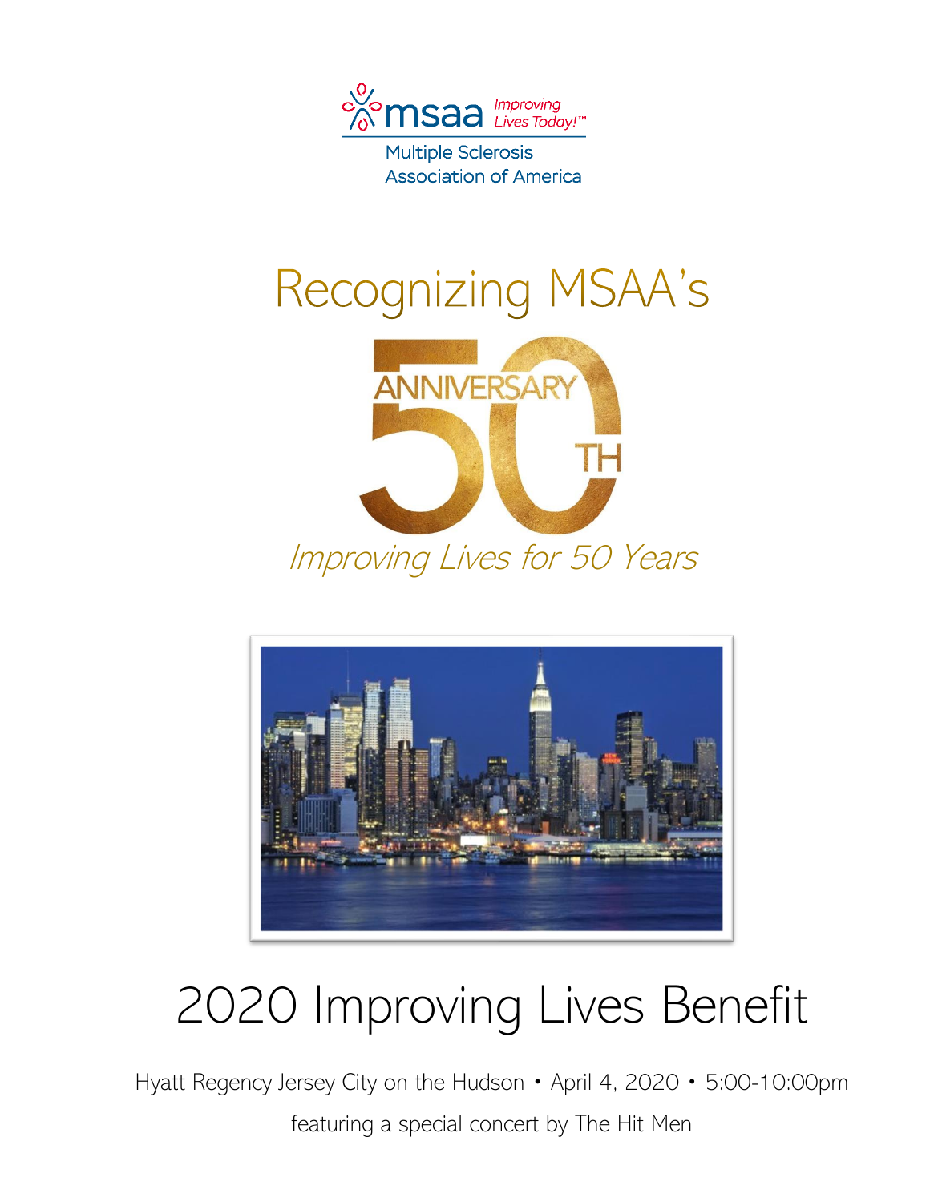msaa *Improving Lives Today!*™

Multiple Sclerosis Association of America

# Recognizing MSAA's

50TH ANNIVERSARY

*Improving Lives for 50 Years*

# 2020 Improving Lives Benefit

Hyatt Regency Jersey City on the Hudson • April 4, 2020 • 5:00-10:00pm

featuring a special concert by The Hit Men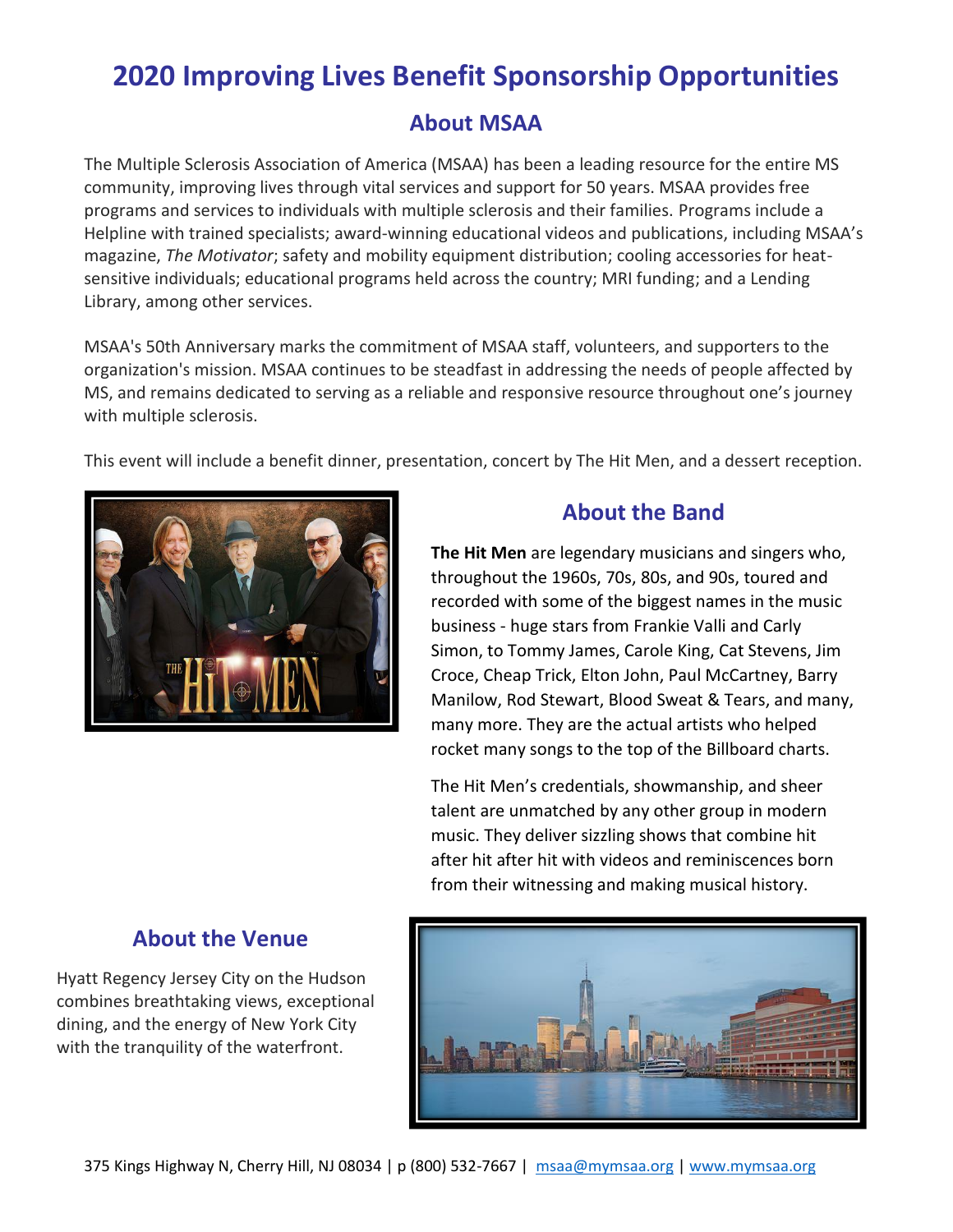# 2020 Improving Lives Benefit Sponsorship Opportunities

## About MSAA

The Multiple Sclerosis Association of America (MSAA) has been a leading resource for the entire MS community, improving lives through vital services and support for 50 years. MSAA provides free programs and services to individuals with multiple sclerosis and their families. Programs include a Helpline with trained specialists; award-winning educational videos and publications, including MSAA's magazine, *The Motivator*; safety and mobility equipment distribution; cooling accessories for heat-sensitive individuals; educational programs held across the country; MRI funding; and a Lending Library, among other services.

MSAA's 50th Anniversary marks the commitment of MSAA staff, volunteers, and supporters to the organization's mission. MSAA continues to be steadfast in addressing the needs of people affected by MS, and remains dedicated to serving as a reliable and responsive resource throughout one's journey with multiple sclerosis.

This event will include a benefit dinner, presentation, concert by The Hit Men, and a dessert reception.

## About the Band

**The Hit Men** are legendary musicians and singers who, throughout the 1960s, 70s, 80s, and 90s, toured and recorded with some of the biggest names in the music business - huge stars from Frankie Valli and Carly Simon, to Tommy James, Carole King, Cat Stevens, Jim Croce, Cheap Trick, Elton John, Paul McCartney, Barry Manilow, Rod Stewart, Blood Sweat & Tears, and many, many more. They are the actual artists who helped rocket many songs to the top of the Billboard charts.

The Hit Men's credentials, showmanship, and sheer talent are unmatched by any other group in modern music. They deliver sizzling shows that combine hit after hit after hit with videos and reminiscences born from their witnessing and making musical history.

## About the Venue

Hyatt Regency Jersey City on the Hudson combines breathtaking views, exceptional dining, and the energy of New York City with the tranquility of the waterfront.

375 Kings Highway N, Cherry Hill, NJ 08034 | p (800) 532-7667 | msaa@mymsaa.org | www.mymsaa.org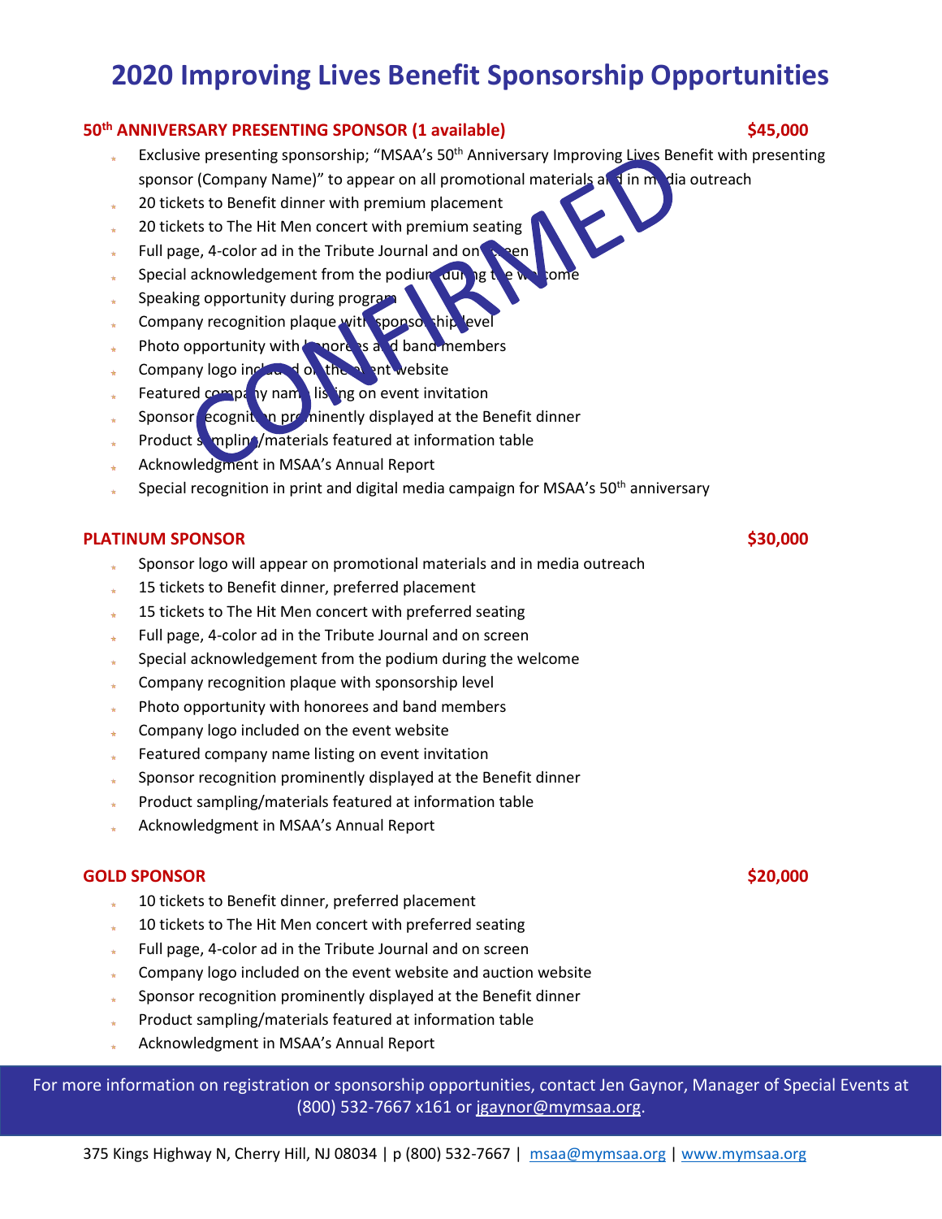# 2020 Improving Lives Benefit Sponsorship Opportunities

**50th ANNIVERSARY PRESENTING SPONSOR (1 available) $45,000**

CONFIRMED

- Exclusive presenting sponsorship; "MSAA's 50th Anniversary Improving Lives Benefit with presenting sponsor (Company Name)" to appear on all promotional materials and in media outreach
- 20 tickets to Benefit dinner with premium placement
- 20 tickets to The Hit Men concert with premium seating
- Full page, 4-color ad in the Tribute Journal and on screen
- Special acknowledgement from the podium during the welcome
- Speaking opportunity during program
- Company recognition plaque with sponsorship level
- Photo opportunity with honorees and band members
- Company logo included on the event website
- Featured company name listing on event invitation
- Sponsor recognition prominently displayed at the Benefit dinner
- Product sampling/materials featured at information table
- Acknowledgment in MSAA's Annual Report
- Special recognition in print and digital media campaign for MSAA's 50th anniversary

**PLATINUM SPONSOR $30,000**

- Sponsor logo will appear on promotional materials and in media outreach
- 15 tickets to Benefit dinner, preferred placement
- 15 tickets to The Hit Men concert with preferred seating
- Full page, 4-color ad in the Tribute Journal and on screen
- Special acknowledgement from the podium during the welcome
- Company recognition plaque with sponsorship level
- Photo opportunity with honorees and band members
- Company logo included on the event website
- Featured company name listing on event invitation
- Sponsor recognition prominently displayed at the Benefit dinner
- Product sampling/materials featured at information table
- Acknowledgment in MSAA's Annual Report

**GOLD SPONSOR $20,000**

- 10 tickets to Benefit dinner, preferred placement
- 10 tickets to The Hit Men concert with preferred seating
- Full page, 4-color ad in the Tribute Journal and on screen
- Company logo included on the event website and auction website
- Sponsor recognition prominently displayed at the Benefit dinner
- Product sampling/materials featured at information table
- Acknowledgment in MSAA's Annual Report

For more information on registration or sponsorship opportunities, contact Jen Gaynor, Manager of Special Events at (800) 532-7667 x161 or jgaynor@mymsaa.org.

375 Kings Highway N, Cherry Hill, NJ 08034 | p (800) 532-7667 | msaa@mymsaa.org | www.mymsaa.org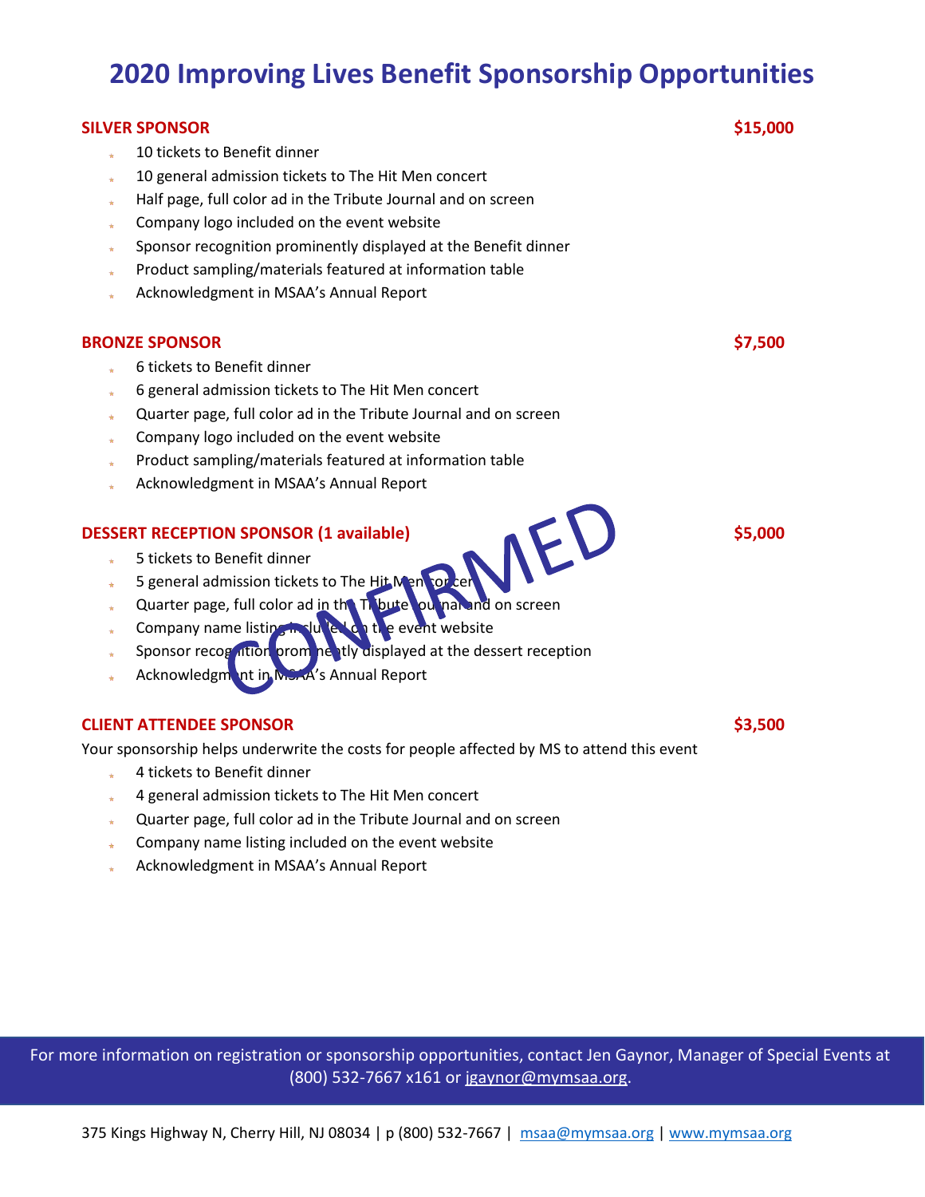# 2020 Improving Lives Benefit Sponsorship Opportunities

**SILVER SPONSOR** **$15,000**

- 10 tickets to Benefit dinner
- 10 general admission tickets to The Hit Men concert
- Half page, full color ad in the Tribute Journal and on screen
- Company logo included on the event website
- Sponsor recognition prominently displayed at the Benefit dinner
- Product sampling/materials featured at information table
- Acknowledgment in MSAA's Annual Report

**BRONZE SPONSOR** **$7,500**

- 6 tickets to Benefit dinner
- 6 general admission tickets to The Hit Men concert
- Quarter page, full color ad in the Tribute Journal and on screen
- Company logo included on the event website
- Product sampling/materials featured at information table
- Acknowledgment in MSAA's Annual Report

**DESSERT RECEPTION SPONSOR (1 available)** **$5,000**

CONFIRMED

- 5 tickets to Benefit dinner
- 5 general admission tickets to The Hit Men concert
- Quarter page, full color ad in the Tribute Journal and on screen
- Company name listing included on the event website
- Sponsor recognition prominently displayed at the dessert reception
- Acknowledgment in MSAA's Annual Report

**CLIENT ATTENDEE SPONSOR** **$3,500**

Your sponsorship helps underwrite the costs for people affected by MS to attend this event

- 4 tickets to Benefit dinner
- 4 general admission tickets to The Hit Men concert
- Quarter page, full color ad in the Tribute Journal and on screen
- Company name listing included on the event website
- Acknowledgment in MSAA's Annual Report

For more information on registration or sponsorship opportunities, contact Jen Gaynor, Manager of Special Events at (800) 532-7667 x161 or jgaynor@mymsaa.org.

375 Kings Highway N, Cherry Hill, NJ 08034 | p (800) 532-7667 | msaa@mymsaa.org | www.mymsaa.org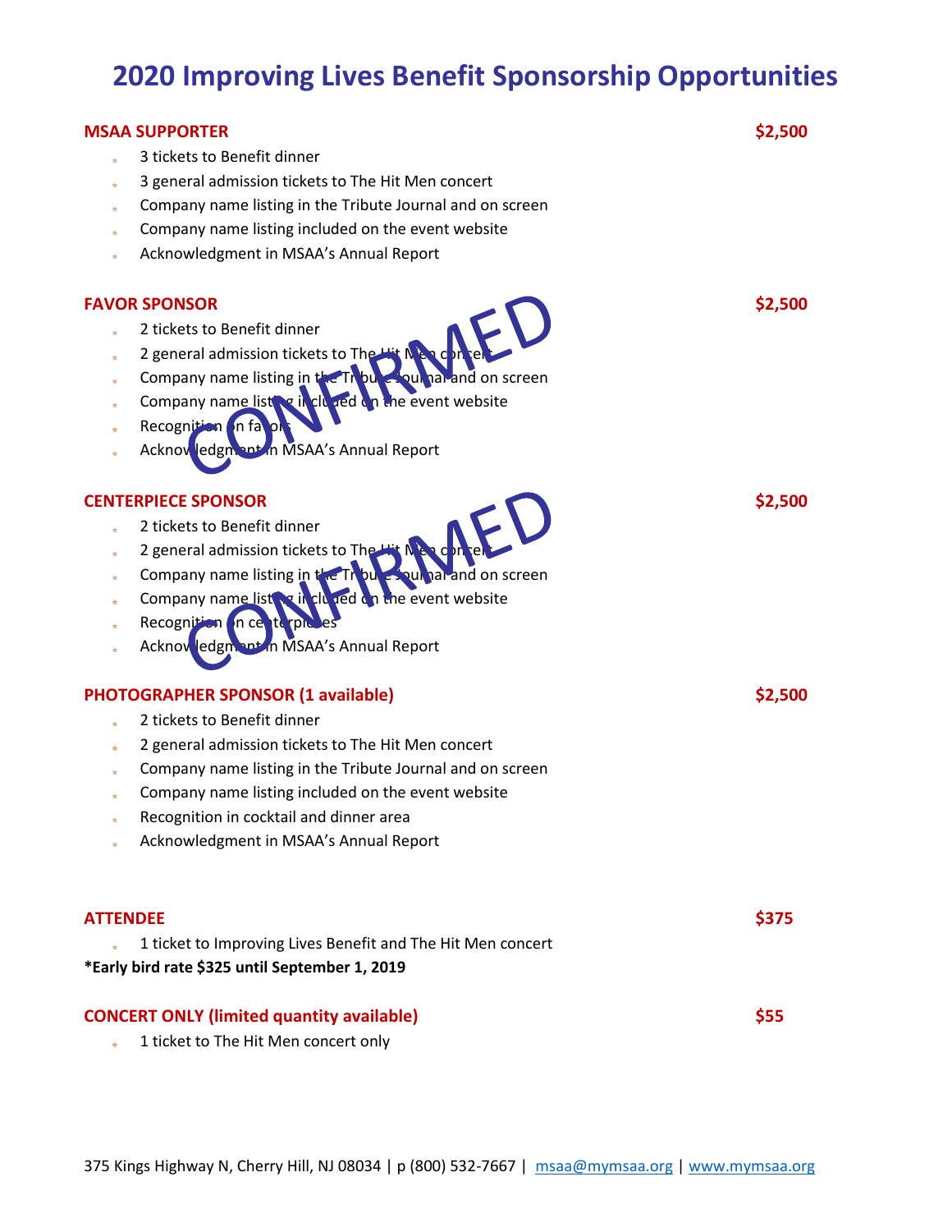# 2020 Improving Lives Benefit Sponsorship Opportunities

**MSAA SUPPORTER** **$2,500**

- 3 tickets to Benefit dinner
- 3 general admission tickets to The Hit Men concert
- Company name listing in the Tribute Journal and on screen
- Company name listing included on the event website
- Acknowledgment in MSAA's Annual Report

**FAVOR SPONSOR** **$2,500**

CONFIRMED

- 2 tickets to Benefit dinner
- 2 general admission tickets to The Hit Men concert
- Company name listing in the Tribute Journal and on screen
- Company name listing included on the event website
- Recognition on favors
- Acknowledgment in MSAA's Annual Report

**CENTERPIECE SPONSOR** **$2,500**

CONFIRMED

- 2 tickets to Benefit dinner
- 2 general admission tickets to The Hit Men concert
- Company name listing in the Tribute Journal and on screen
- Company name listing included on the event website
- Recognition on centerpieces
- Acknowledgment in MSAA's Annual Report

**PHOTOGRAPHER SPONSOR (1 available)** **$2,500**

- 2 tickets to Benefit dinner
- 2 general admission tickets to The Hit Men concert
- Company name listing in the Tribute Journal and on screen
- Company name listing included on the event website
- Recognition in cocktail and dinner area
- Acknowledgment in MSAA's Annual Report

**ATTENDEE** **$375**

- 1 ticket to Improving Lives Benefit and The Hit Men concert

***Early bird rate $325 until September 1, 2019**

**CONCERT ONLY (limited quantity available)** **$55**

- 1 ticket to The Hit Men concert only

375 Kings Highway N, Cherry Hill, NJ 08034 | p (800) 532-7667 | msaa@mymsaa.org | www.mymsaa.org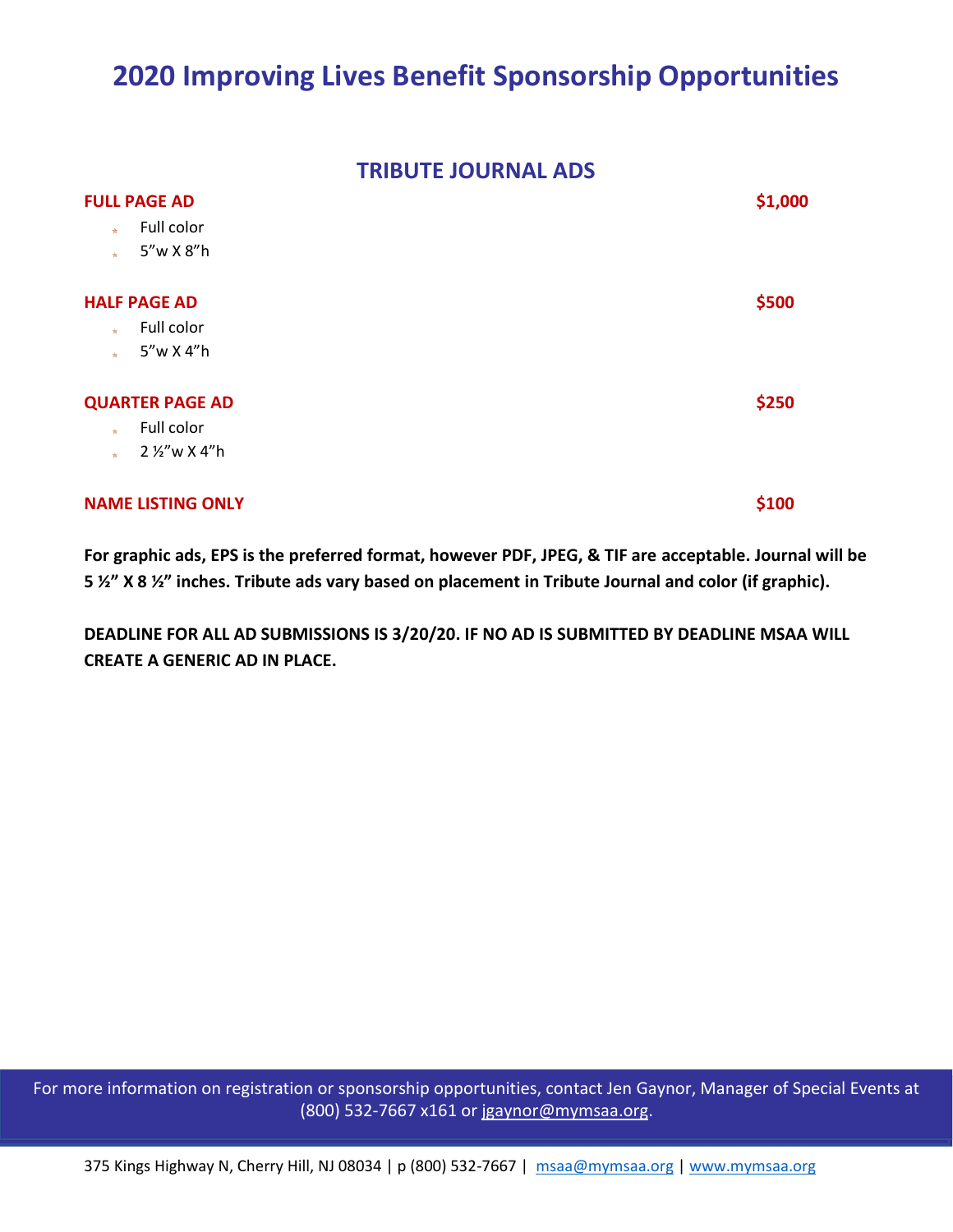# 2020 Improving Lives Benefit Sponsorship Opportunities

## TRIBUTE JOURNAL ADS

**FULL PAGE AD** **$1,000**

- Full color
- 5"w X 8"h

**HALF PAGE AD** **$500**

- Full color
- 5"w X 4"h

**QUARTER PAGE AD** **$250**

- Full color
- 2 ½"w X 4"h

**NAME LISTING ONLY** **$100**

**For graphic ads, EPS is the preferred format, however PDF, JPEG, & TIF are acceptable. Journal will be 5 ½" X 8 ½" inches. Tribute ads vary based on placement in Tribute Journal and color (if graphic).**

**DEADLINE FOR ALL AD SUBMISSIONS IS 3/20/20. IF NO AD IS SUBMITTED BY DEADLINE MSAA WILL CREATE A GENERIC AD IN PLACE.**

For more information on registration or sponsorship opportunities, contact Jen Gaynor, Manager of Special Events at (800) 532-7667 x161 or jgaynor@mymsaa.org.

375 Kings Highway N, Cherry Hill, NJ 08034 | p (800) 532-7667 | msaa@mymsaa.org | www.mymsaa.org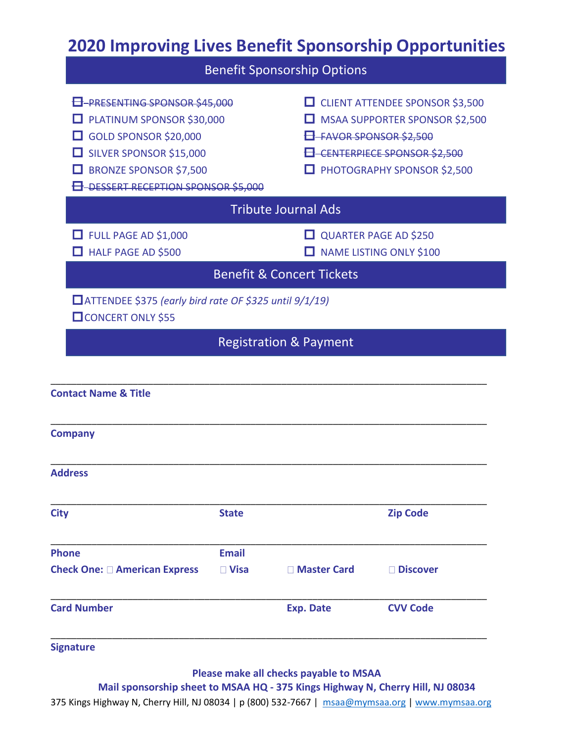# 2020 Improving Lives Benefit Sponsorship Opportunities

## Benefit Sponsorship Options

- ☐ ~~PRESENTING SPONSOR $45,000~~
- ☐ PLATINUM SPONSOR $30,000
- ☐ GOLD SPONSOR $20,000
- ☐ SILVER SPONSOR $15,000
- ☐ BRONZE SPONSOR $7,500
- ☐ ~~DESSERT RECEPTION SPONSOR $5,000~~
- ☐ CLIENT ATTENDEE SPONSOR $3,500
- ☐ MSAA SUPPORTER SPONSOR $2,500
- ☐ ~~FAVOR SPONSOR $2,500~~
- ☐ ~~CENTERPIECE SPONSOR $2,500~~
- ☐ PHOTOGRAPHY SPONSOR $2,500

## Tribute Journal Ads

- ☐ FULL PAGE AD $1,000
- ☐ HALF PAGE AD $500
- ☐ QUARTER PAGE AD $250
- ☐ NAME LISTING ONLY $100

## Benefit & Concert Tickets

- ☐ ATTENDEE $375 *(early bird rate OF $325 until 9/1/19)*
- ☐ CONCERT ONLY $55

## Registration & Payment

______________________________________________________________________

**Contact Name & Title**

______________________________________________________________________

**Company**

______________________________________________________________________

**Address**

______________________________________________________________________

**City** **State** **Zip Code**

______________________________________________________________________

**Phone** **Email**

**Check One:** ☐ **American Express** ☐ **Visa** ☐ **Master Card** ☐ **Discover**

______________________________________________________________________

**Card Number** **Exp. Date** **CVV Code**

______________________________________________________________________

**Signature**

**Please make all checks payable to MSAA**

**Mail sponsorship sheet to MSAA HQ - 375 Kings Highway N, Cherry Hill, NJ 08034**

375 Kings Highway N, Cherry Hill, NJ 08034 | p (800) 532-7667 | msaa@mymsaa.org | www.mymsaa.org